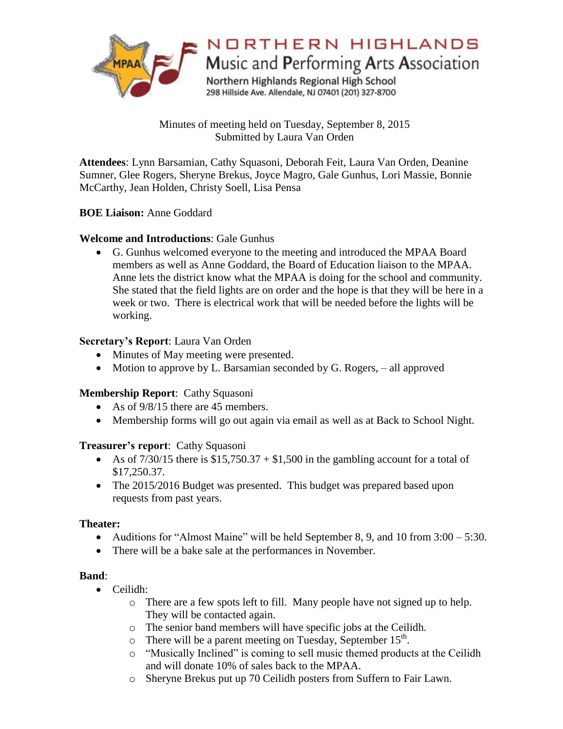# NORTHERN HIGHLANDS
## Music and Performing Arts Association

Northern Highlands Regional High School
298 Hillside Ave. Allendale, NJ 07401 (201) 327-8700

Minutes of meeting held on Tuesday, September 8, 2015
Submitted by Laura Van Orden

**Attendees**: Lynn Barsamian, Cathy Squasoni, Deborah Feit, Laura Van Orden, Deanine Sumner, Glee Rogers, Sheryne Brekus, Joyce Magro, Gale Gunhus, Lori Massie, Bonnie McCarthy, Jean Holden, Christy Soell, Lisa Pensa

**BOE Liaison:** Anne Goddard

**Welcome and Introductions**: Gale Gunhus

- G. Gunhus welcomed everyone to the meeting and introduced the MPAA Board members as well as Anne Goddard, the Board of Education liaison to the MPAA. Anne lets the district know what the MPAA is doing for the school and community. She stated that the field lights are on order and the hope is that they will be here in a week or two. There is electrical work that will be needed before the lights will be working.

**Secretary's Report**: Laura Van Orden

- Minutes of May meeting were presented.
- Motion to approve by L. Barsamian seconded by G. Rogers, – all approved

**Membership Report**: Cathy Squasoni

- As of 9/8/15 there are 45 members.
- Membership forms will go out again via email as well as at Back to School Night.

**Treasurer's report**: Cathy Squasoni

- As of 7/30/15 there is $15,750.37 + $1,500 in the gambling account for a total of $17,250.37.
- The 2015/2016 Budget was presented. This budget was prepared based upon requests from past years.

**Theater:**

- Auditions for "Almost Maine" will be held September 8, 9, and 10 from 3:00 – 5:30.
- There will be a bake sale at the performances in November.

**Band**:

- Ceilidh:
  - There are a few spots left to fill. Many people have not signed up to help. They will be contacted again.
  - The senior band members will have specific jobs at the Ceilidh.
  - There will be a parent meeting on Tuesday, September 15th.
  - "Musically Inclined" is coming to sell music themed products at the Ceilidh and will donate 10% of sales back to the MPAA.
  - Sheryne Brekus put up 70 Ceilidh posters from Suffern to Fair Lawn.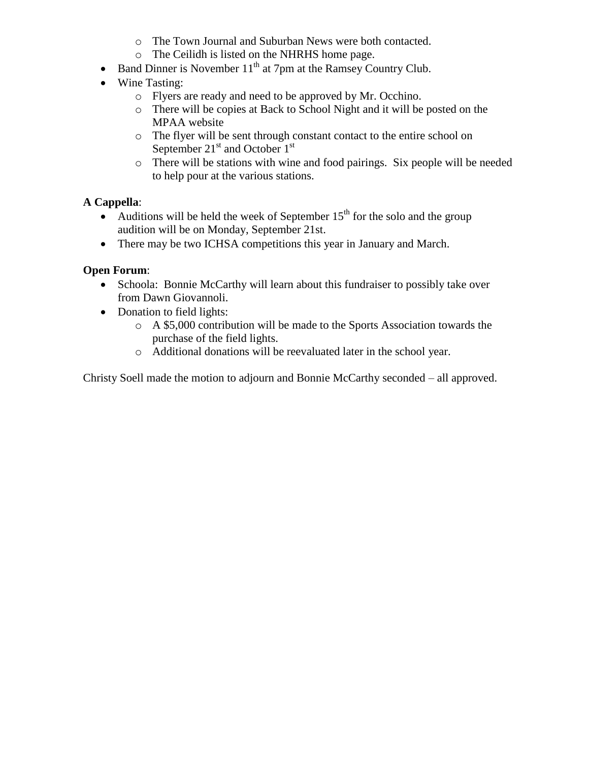- The Town Journal and Suburban News were both contacted.
    - The Ceilidh is listed on the NHRHS home page.
- Band Dinner is November 11th at 7pm at the Ramsey Country Club.
- Wine Tasting:
    - Flyers are ready and need to be approved by Mr. Occhino.
    - There will be copies at Back to School Night and it will be posted on the MPAA website
    - The flyer will be sent through constant contact to the entire school on September 21st and October 1st
    - There will be stations with wine and food pairings. Six people will be needed to help pour at the various stations.

**A Cappella**:

- Auditions will be held the week of September 15th for the solo and the group audition will be on Monday, September 21st.
- There may be two ICHSA competitions this year in January and March.

**Open Forum**:

- Schoola: Bonnie McCarthy will learn about this fundraiser to possibly take over from Dawn Giovannoli.
- Donation to field lights:
    - A $5,000 contribution will be made to the Sports Association towards the purchase of the field lights.
    - Additional donations will be reevaluated later in the school year.

Christy Soell made the motion to adjourn and Bonnie McCarthy seconded – all approved.